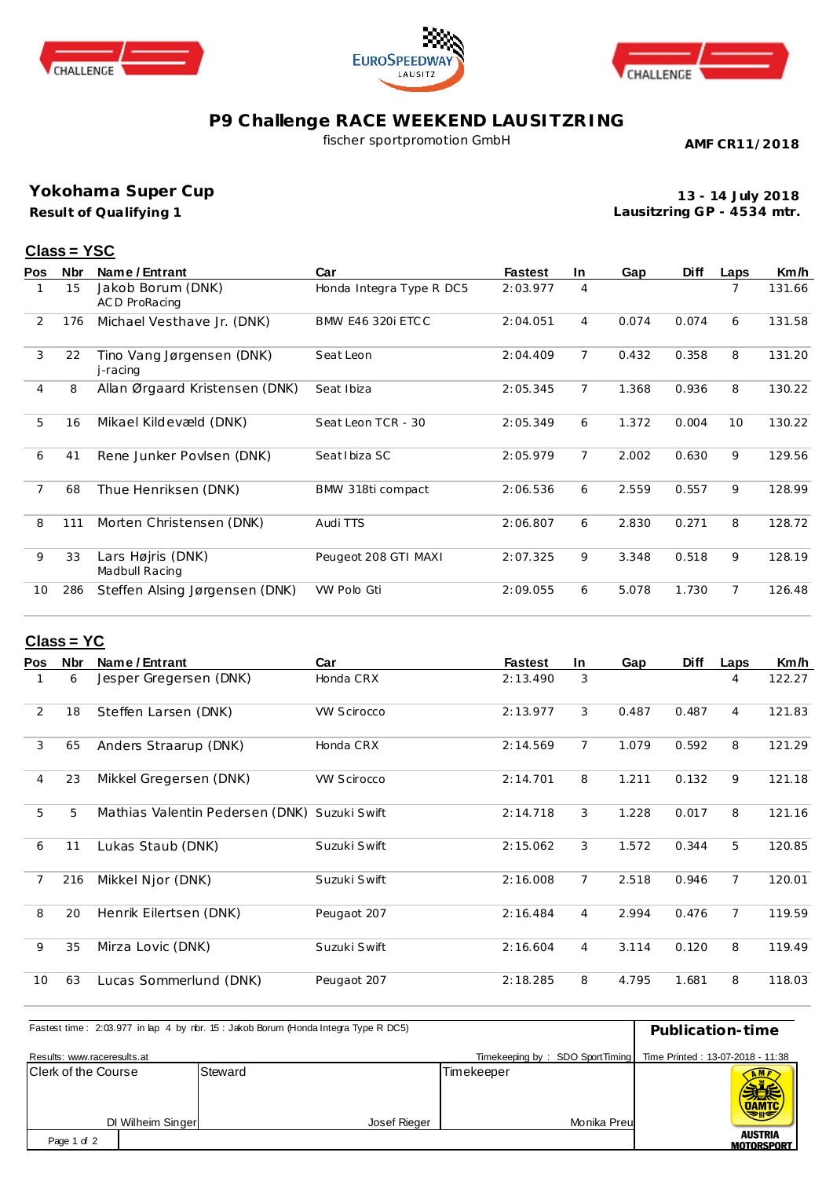# P9 Challenge RACE WEEKEND LAUSITZRING

fischer sportpromotion GmbH

**AMF CR11/2018**

## Yokohama Super Cup

**Result of Qualifying 1**

**13 - 14 July 2018**
**Lausitzring GP - 4534 mtr.**

### Class = YSC

| Pos | Nbr | Name / Entrant | Car | Fastest | In | Gap | Diff | Laps | Km/h |
|---|---|---|---|---|---|---|---|---|---|
| 1 | 15 | Jakob Borum (DNK) ACD ProRacing | Honda Integra Type R DC5 | 2:03.977 | 4 | | | 7 | 131.66 |
| 2 | 176 | Michael Vesthave Jr. (DNK) | BMW E46 320i ETCC | 2:04.051 | 4 | 0.074 | 0.074 | 6 | 131.58 |
| 3 | 22 | Tino Vang Jørgensen (DNK) j-racing | Seat Leon | 2:04.409 | 7 | 0.432 | 0.358 | 8 | 131.20 |
| 4 | 8 | Allan Ørgaard Kristensen (DNK) | Seat Ibiza | 2:05.345 | 7 | 1.368 | 0.936 | 8 | 130.22 |
| 5 | 16 | Mikael Kildevæld (DNK) | Seat Leon TCR - 30 | 2:05.349 | 6 | 1.372 | 0.004 | 10 | 130.22 |
| 6 | 41 | Rene Junker Povlsen (DNK) | Seat Ibiza SC | 2:05.979 | 7 | 2.002 | 0.630 | 9 | 129.56 |
| 7 | 68 | Thue Henriksen (DNK) | BMW 318ti compact | 2:06.536 | 6 | 2.559 | 0.557 | 9 | 128.99 |
| 8 | 111 | Morten Christensen (DNK) | Audi TTS | 2:06.807 | 6 | 2.830 | 0.271 | 8 | 128.72 |
| 9 | 33 | Lars Højris (DNK) Madbull Racing | Peugeot 208 GTI MAXI | 2:07.325 | 9 | 3.348 | 0.518 | 9 | 128.19 |
| 10 | 286 | Steffen Alsing Jørgensen (DNK) | VW Polo Gti | 2:09.055 | 6 | 5.078 | 1.730 | 7 | 126.48 |

### Class = YC

| Pos | Nbr | Name / Entrant | Car | Fastest | In | Gap | Diff | Laps | Km/h |
|---|---|---|---|---|---|---|---|---|---|
| 1 | 6 | Jesper Gregersen (DNK) | Honda CRX | 2:13.490 | 3 | | | 4 | 122.27 |
| 2 | 18 | Steffen Larsen (DNK) | VW Scirocco | 2:13.977 | 3 | 0.487 | 0.487 | 4 | 121.83 |
| 3 | 65 | Anders Straarup (DNK) | Honda CRX | 2:14.569 | 7 | 1.079 | 0.592 | 8 | 121.29 |
| 4 | 23 | Mikkel Gregersen (DNK) | VW Scirocco | 2:14.701 | 8 | 1.211 | 0.132 | 9 | 121.18 |
| 5 | 5 | Mathias Valentin Pedersen (DNK) | Suzuki Swift | 2:14.718 | 3 | 1.228 | 0.017 | 8 | 121.16 |
| 6 | 11 | Lukas Staub (DNK) | Suzuki Swift | 2:15.062 | 3 | 1.572 | 0.344 | 5 | 120.85 |
| 7 | 216 | Mikkel Njor (DNK) | Suzuki Swift | 2:16.008 | 7 | 2.518 | 0.946 | 7 | 120.01 |
| 8 | 20 | Henrik Eilertsen (DNK) | Peugaot 207 | 2:16.484 | 4 | 2.994 | 0.476 | 7 | 119.59 |
| 9 | 35 | Mirza Lovic (DNK) | Suzuki Swift | 2:16.604 | 4 | 3.114 | 0.120 | 8 | 119.49 |
| 10 | 63 | Lucas Sommerlund (DNK) | Peugaot 207 | 2:18.285 | 8 | 4.795 | 1.681 | 8 | 118.03 |

Fastest time : 2:03.977 in lap 4 by nbr. 15 : Jakob Borum (Honda Integra Type R DC5)

**Publication-time**

Results: www.raceresults.at

Timekeeping by : SDO SportTiming

Time Printed : 13-07-2018 - 11:38

| Clerk of the Course | Steward | Timekeeper |
|---|---|---|
| DI Wilheim Singer | Josef Rieger | Monika Preu |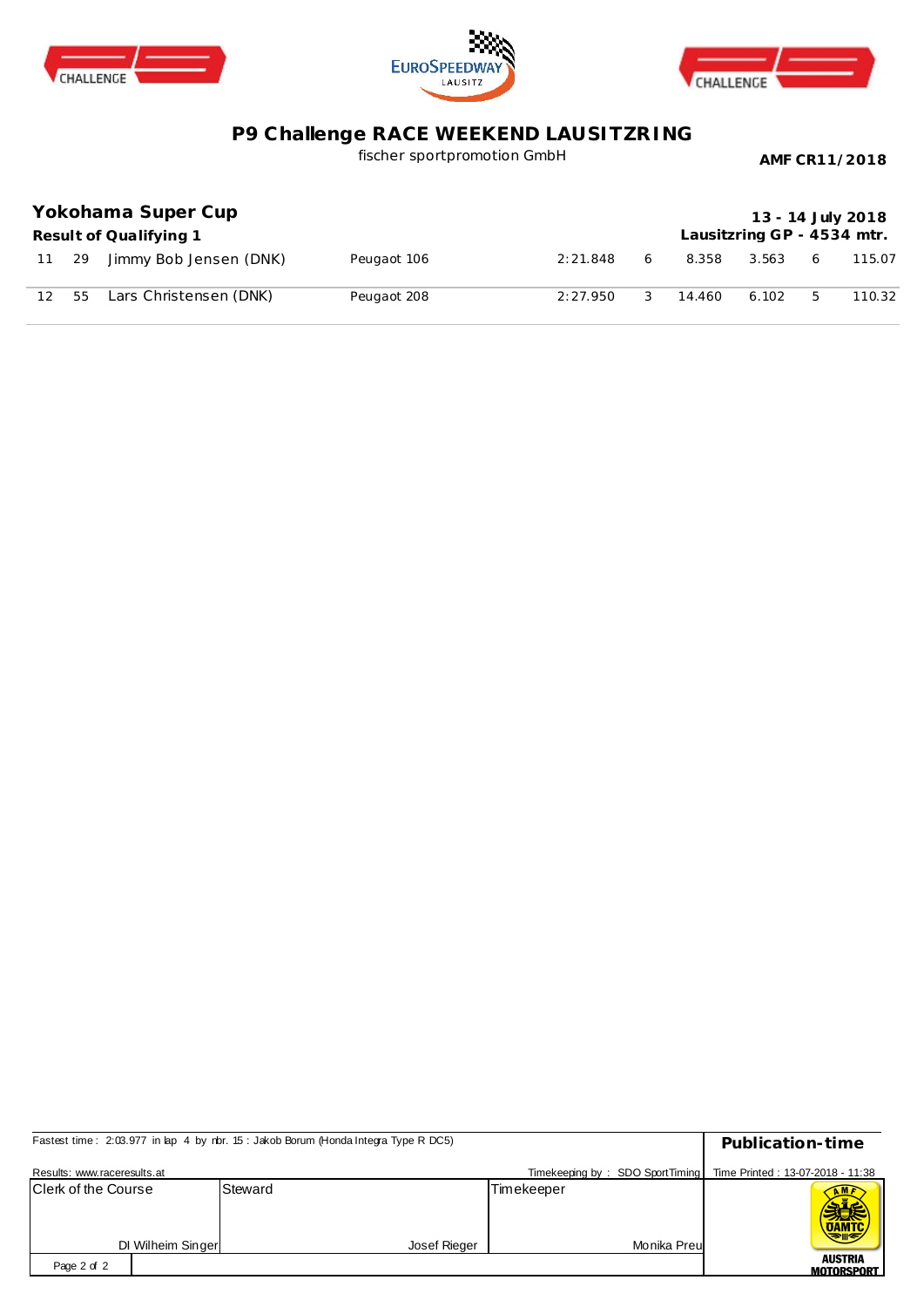## P9 Challenge RACE WEEKEND LAUSITZRING

fischer sportpromotion GmbH

**AMF CR11/2018**

### Yokohama Super Cup

**Result of Qualifying 1**

**13 - 14 July 2018**
**Lausitzring GP - 4534 mtr.**

| | | | | | | | | | |
|---|---|---|---|---|---|---|---|---|---|
| 11 | 29 | Jimmy Bob Jensen (DNK) | Peugaot 106 | 2:21.848 | 6 | 8.358 | 3.563 | 6 | 115.07 |
| 12 | 55 | Lars Christensen (DNK) | Peugaot 208 | 2:27.950 | 3 | 14.460 | 6.102 | 5 | 110.32 |

Fastest time : 2:03.977 in lap 4 by nbr. 15 : Jakob Borum (Honda Integra Type R DC5)

**Publication-time**

Results: www.raceresults.at

Timekeeping by : SDO SportTiming

Time Printed : 13-07-2018 - 11:38

| Clerk of the Course | Steward | Timekeeper |
|---|---|---|
| DI Wilheim Singer | Josef Rieger | Monika Preu |

AUSTRIA MOTORSPORT